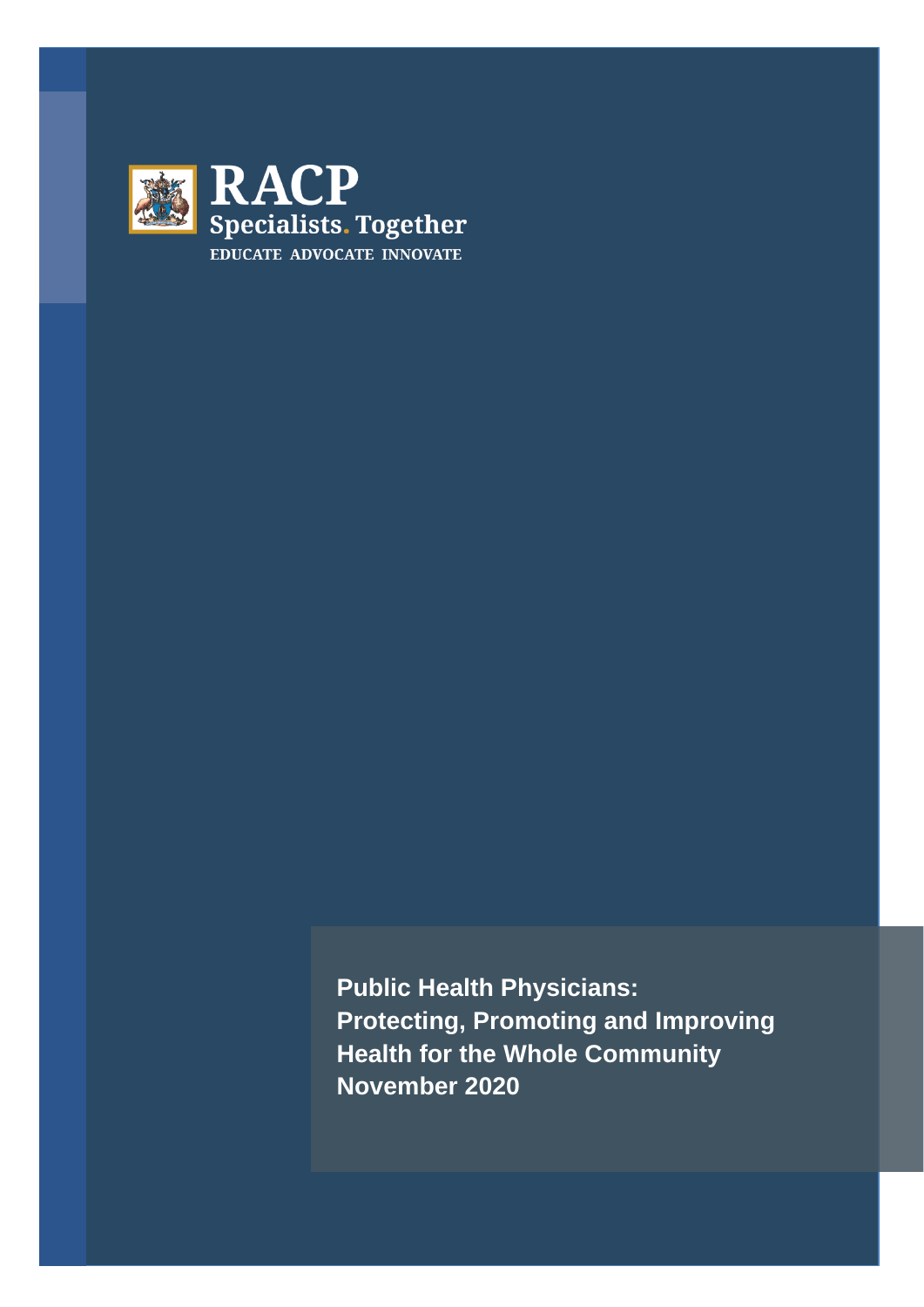RACP

Specialists. Together

EDUCATE ADVOCATE INNOVATE

# Public Health Physicians: Protecting, Promoting and Improving Health for the Whole Community

**November 2020**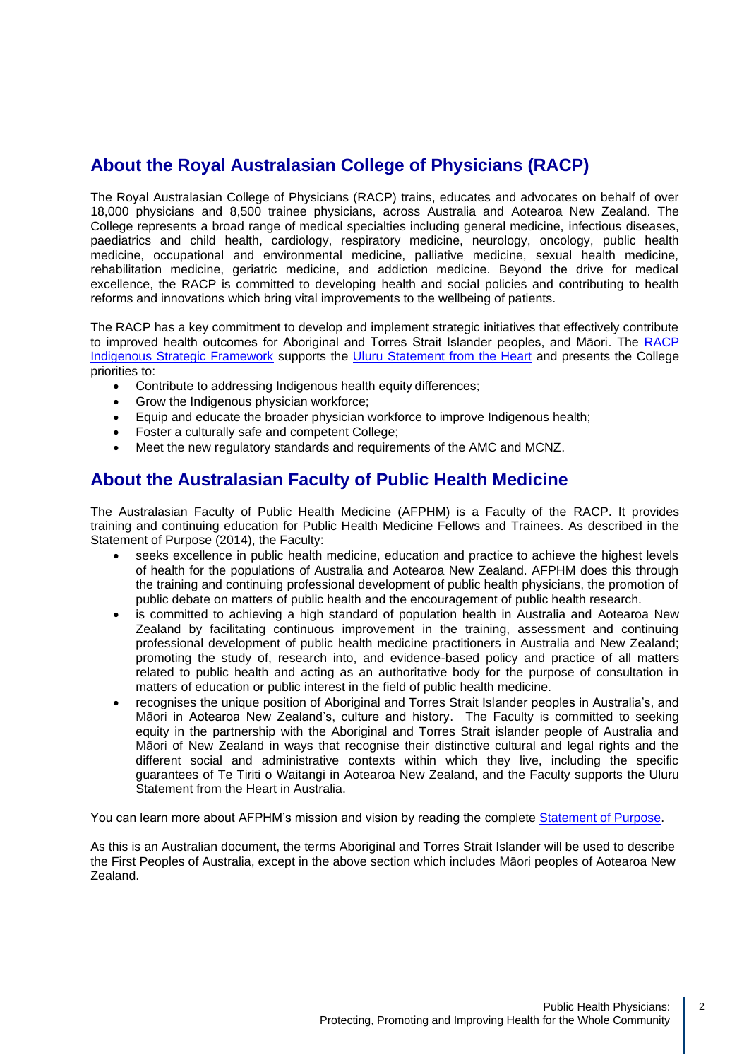## About the Royal Australasian College of Physicians (RACP)

The Royal Australasian College of Physicians (RACP) trains, educates and advocates on behalf of over 18,000 physicians and 8,500 trainee physicians, across Australia and Aotearoa New Zealand. The College represents a broad range of medical specialties including general medicine, infectious diseases, paediatrics and child health, cardiology, respiratory medicine, neurology, oncology, public health medicine, occupational and environmental medicine, palliative medicine, sexual health medicine, rehabilitation medicine, geriatric medicine, and addiction medicine. Beyond the drive for medical excellence, the RACP is committed to developing health and social policies and contributing to health reforms and innovations which bring vital improvements to the wellbeing of patients.

The RACP has a key commitment to develop and implement strategic initiatives that effectively contribute to improved health outcomes for Aboriginal and Torres Strait Islander peoples, and Māori. The RACP Indigenous Strategic Framework supports the Uluru Statement from the Heart and presents the College priorities to:

- Contribute to addressing Indigenous health equity differences;
- Grow the Indigenous physician workforce;
- Equip and educate the broader physician workforce to improve Indigenous health;
- Foster a culturally safe and competent College;
- Meet the new regulatory standards and requirements of the AMC and MCNZ.

## About the Australasian Faculty of Public Health Medicine

The Australasian Faculty of Public Health Medicine (AFPHM) is a Faculty of the RACP. It provides training and continuing education for Public Health Medicine Fellows and Trainees. As described in the Statement of Purpose (2014), the Faculty:

- seeks excellence in public health medicine, education and practice to achieve the highest levels of health for the populations of Australia and Aotearoa New Zealand. AFPHM does this through the training and continuing professional development of public health physicians, the promotion of public debate on matters of public health and the encouragement of public health research.
- is committed to achieving a high standard of population health in Australia and Aotearoa New Zealand by facilitating continuous improvement in the training, assessment and continuing professional development of public health medicine practitioners in Australia and New Zealand; promoting the study of, research into, and evidence-based policy and practice of all matters related to public health and acting as an authoritative body for the purpose of consultation in matters of education or public interest in the field of public health medicine.
- recognises the unique position of Aboriginal and Torres Strait Islander peoples in Australia's, and Māori in Aotearoa New Zealand's, culture and history. The Faculty is committed to seeking equity in the partnership with the Aboriginal and Torres Strait islander people of Australia and Māori of New Zealand in ways that recognise their distinctive cultural and legal rights and the different social and administrative contexts within which they live, including the specific guarantees of Te Tiriti o Waitangi in Aotearoa New Zealand, and the Faculty supports the Uluru Statement from the Heart in Australia.

You can learn more about AFPHM's mission and vision by reading the complete Statement of Purpose.

As this is an Australian document, the terms Aboriginal and Torres Strait Islander will be used to describe the First Peoples of Australia, except in the above section which includes Māori peoples of Aotearoa New Zealand.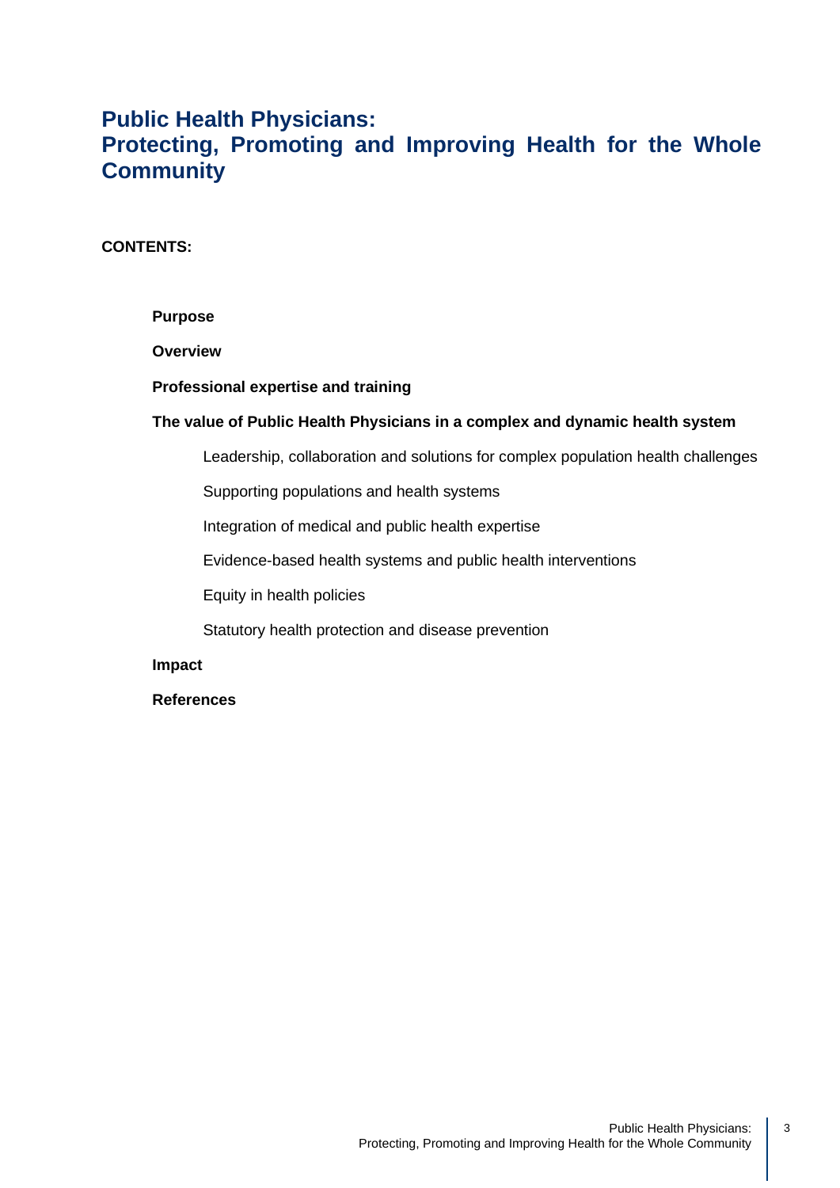# Public Health Physicians: Protecting, Promoting and Improving Health for the Whole Community

**CONTENTS:**

- **Purpose**
- **Overview**
- **Professional expertise and training**
- **The value of Public Health Physicians in a complex and dynamic health system**
  - Leadership, collaboration and solutions for complex population health challenges
  - Supporting populations and health systems
  - Integration of medical and public health expertise
  - Evidence-based health systems and public health interventions
  - Equity in health policies
  - Statutory health protection and disease prevention
- **Impact**
- **References**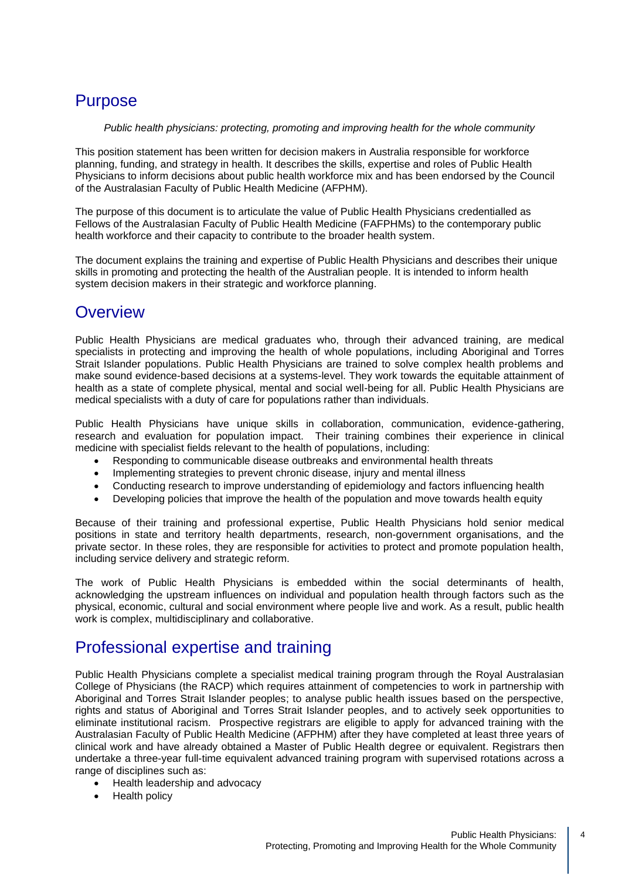## Purpose

*Public health physicians: protecting, promoting and improving health for the whole community*

This position statement has been written for decision makers in Australia responsible for workforce planning, funding, and strategy in health. It describes the skills, expertise and roles of Public Health Physicians to inform decisions about public health workforce mix and has been endorsed by the Council of the Australasian Faculty of Public Health Medicine (AFPHM).

The purpose of this document is to articulate the value of Public Health Physicians credentialled as Fellows of the Australasian Faculty of Public Health Medicine (FAFPHMs) to the contemporary public health workforce and their capacity to contribute to the broader health system.

The document explains the training and expertise of Public Health Physicians and describes their unique skills in promoting and protecting the health of the Australian people. It is intended to inform health system decision makers in their strategic and workforce planning.

## Overview

Public Health Physicians are medical graduates who, through their advanced training, are medical specialists in protecting and improving the health of whole populations, including Aboriginal and Torres Strait Islander populations. Public Health Physicians are trained to solve complex health problems and make sound evidence-based decisions at a systems-level. They work towards the equitable attainment of health as a state of complete physical, mental and social well-being for all. Public Health Physicians are medical specialists with a duty of care for populations rather than individuals.

Public Health Physicians have unique skills in collaboration, communication, evidence-gathering, research and evaluation for population impact. Their training combines their experience in clinical medicine with specialist fields relevant to the health of populations, including:

- Responding to communicable disease outbreaks and environmental health threats
- Implementing strategies to prevent chronic disease, injury and mental illness
- Conducting research to improve understanding of epidemiology and factors influencing health
- Developing policies that improve the health of the population and move towards health equity

Because of their training and professional expertise, Public Health Physicians hold senior medical positions in state and territory health departments, research, non-government organisations, and the private sector. In these roles, they are responsible for activities to protect and promote population health, including service delivery and strategic reform.

The work of Public Health Physicians is embedded within the social determinants of health, acknowledging the upstream influences on individual and population health through factors such as the physical, economic, cultural and social environment where people live and work. As a result, public health work is complex, multidisciplinary and collaborative.

## Professional expertise and training

Public Health Physicians complete a specialist medical training program through the Royal Australasian College of Physicians (the RACP) which requires attainment of competencies to work in partnership with Aboriginal and Torres Strait Islander peoples; to analyse public health issues based on the perspective, rights and status of Aboriginal and Torres Strait Islander peoples, and to actively seek opportunities to eliminate institutional racism. Prospective registrars are eligible to apply for advanced training with the Australasian Faculty of Public Health Medicine (AFPHM) after they have completed at least three years of clinical work and have already obtained a Master of Public Health degree or equivalent. Registrars then undertake a three-year full-time equivalent advanced training program with supervised rotations across a range of disciplines such as:

- Health leadership and advocacy
- Health policy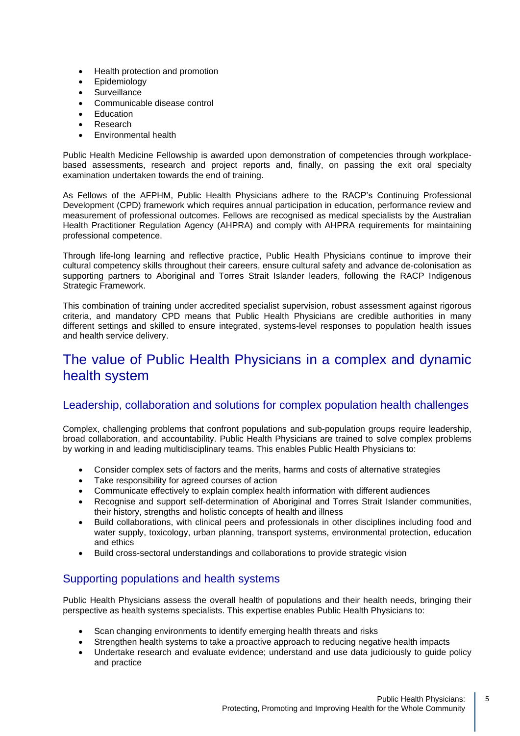- Health protection and promotion
- Epidemiology
- Surveillance
- Communicable disease control
- Education
- Research
- Environmental health

Public Health Medicine Fellowship is awarded upon demonstration of competencies through workplace-based assessments, research and project reports and, finally, on passing the exit oral specialty examination undertaken towards the end of training.

As Fellows of the AFPHM, Public Health Physicians adhere to the RACP's Continuing Professional Development (CPD) framework which requires annual participation in education, performance review and measurement of professional outcomes. Fellows are recognised as medical specialists by the Australian Health Practitioner Regulation Agency (AHPRA) and comply with AHPRA requirements for maintaining professional competence.

Through life-long learning and reflective practice, Public Health Physicians continue to improve their cultural competency skills throughout their careers, ensure cultural safety and advance de-colonisation as supporting partners to Aboriginal and Torres Strait Islander leaders, following the RACP Indigenous Strategic Framework.

This combination of training under accredited specialist supervision, robust assessment against rigorous criteria, and mandatory CPD means that Public Health Physicians are credible authorities in many different settings and skilled to ensure integrated, systems-level responses to population health issues and health service delivery.

# The value of Public Health Physicians in a complex and dynamic health system

## Leadership, collaboration and solutions for complex population health challenges

Complex, challenging problems that confront populations and sub-population groups require leadership, broad collaboration, and accountability. Public Health Physicians are trained to solve complex problems by working in and leading multidisciplinary teams. This enables Public Health Physicians to:

- Consider complex sets of factors and the merits, harms and costs of alternative strategies
- Take responsibility for agreed courses of action
- Communicate effectively to explain complex health information with different audiences
- Recognise and support self-determination of Aboriginal and Torres Strait Islander communities, their history, strengths and holistic concepts of health and illness
- Build collaborations, with clinical peers and professionals in other disciplines including food and water supply, toxicology, urban planning, transport systems, environmental protection, education and ethics
- Build cross-sectoral understandings and collaborations to provide strategic vision

## Supporting populations and health systems

Public Health Physicians assess the overall health of populations and their health needs, bringing their perspective as health systems specialists. This expertise enables Public Health Physicians to:

- Scan changing environments to identify emerging health threats and risks
- Strengthen health systems to take a proactive approach to reducing negative health impacts
- Undertake research and evaluate evidence; understand and use data judiciously to guide policy and practice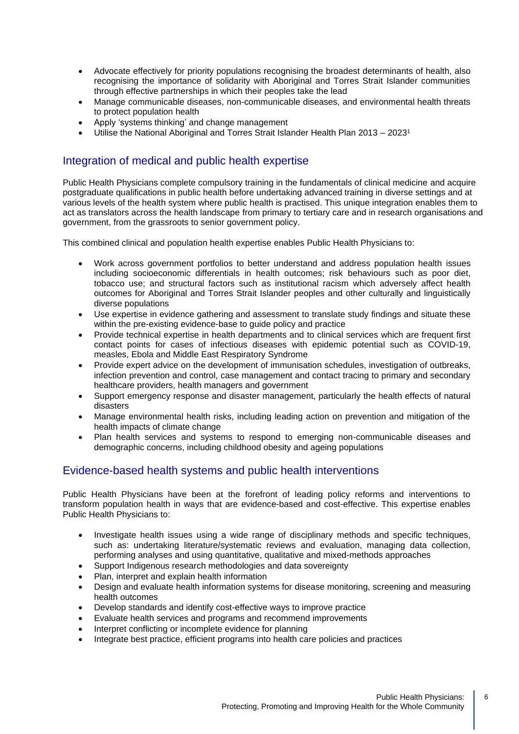- Advocate effectively for priority populations recognising the broadest determinants of health, also recognising the importance of solidarity with Aboriginal and Torres Strait Islander communities through effective partnerships in which their peoples take the lead
- Manage communicable diseases, non-communicable diseases, and environmental health threats to protect population health
- Apply 'systems thinking' and change management
- Utilise the National Aboriginal and Torres Strait Islander Health Plan 2013 – 2023[1]

## Integration of medical and public health expertise

Public Health Physicians complete compulsory training in the fundamentals of clinical medicine and acquire postgraduate qualifications in public health before undertaking advanced training in diverse settings and at various levels of the health system where public health is practised. This unique integration enables them to act as translators across the health landscape from primary to tertiary care and in research organisations and government, from the grassroots to senior government policy.

This combined clinical and population health expertise enables Public Health Physicians to:

- Work across government portfolios to better understand and address population health issues including socioeconomic differentials in health outcomes; risk behaviours such as poor diet, tobacco use; and structural factors such as institutional racism which adversely affect health outcomes for Aboriginal and Torres Strait Islander peoples and other culturally and linguistically diverse populations
- Use expertise in evidence gathering and assessment to translate study findings and situate these within the pre-existing evidence-base to guide policy and practice
- Provide technical expertise in health departments and to clinical services which are frequent first contact points for cases of infectious diseases with epidemic potential such as COVID-19, measles, Ebola and Middle East Respiratory Syndrome
- Provide expert advice on the development of immunisation schedules, investigation of outbreaks, infection prevention and control, case management and contact tracing to primary and secondary healthcare providers, health managers and government
- Support emergency response and disaster management, particularly the health effects of natural disasters
- Manage environmental health risks, including leading action on prevention and mitigation of the health impacts of climate change
- Plan health services and systems to respond to emerging non-communicable diseases and demographic concerns, including childhood obesity and ageing populations

## Evidence-based health systems and public health interventions

Public Health Physicians have been at the forefront of leading policy reforms and interventions to transform population health in ways that are evidence-based and cost-effective. This expertise enables Public Health Physicians to:

- Investigate health issues using a wide range of disciplinary methods and specific techniques, such as: undertaking literature/systematic reviews and evaluation, managing data collection, performing analyses and using quantitative, qualitative and mixed-methods approaches
- Support Indigenous research methodologies and data sovereignty
- Plan, interpret and explain health information
- Design and evaluate health information systems for disease monitoring, screening and measuring health outcomes
- Develop standards and identify cost-effective ways to improve practice
- Evaluate health services and programs and recommend improvements
- Interpret conflicting or incomplete evidence for planning
- Integrate best practice, efficient programs into health care policies and practices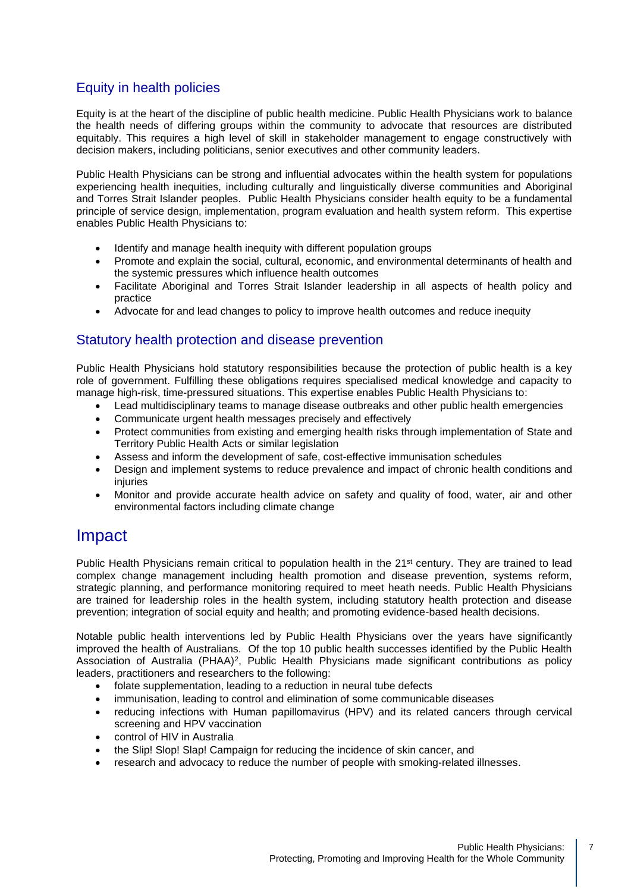## Equity in health policies

Equity is at the heart of the discipline of public health medicine. Public Health Physicians work to balance the health needs of differing groups within the community to advocate that resources are distributed equitably. This requires a high level of skill in stakeholder management to engage constructively with decision makers, including politicians, senior executives and other community leaders.

Public Health Physicians can be strong and influential advocates within the health system for populations experiencing health inequities, including culturally and linguistically diverse communities and Aboriginal and Torres Strait Islander peoples. Public Health Physicians consider health equity to be a fundamental principle of service design, implementation, program evaluation and health system reform. This expertise enables Public Health Physicians to:

- Identify and manage health inequity with different population groups
- Promote and explain the social, cultural, economic, and environmental determinants of health and the systemic pressures which influence health outcomes
- Facilitate Aboriginal and Torres Strait Islander leadership in all aspects of health policy and practice
- Advocate for and lead changes to policy to improve health outcomes and reduce inequity

## Statutory health protection and disease prevention

Public Health Physicians hold statutory responsibilities because the protection of public health is a key role of government. Fulfilling these obligations requires specialised medical knowledge and capacity to manage high-risk, time-pressured situations. This expertise enables Public Health Physicians to:

- Lead multidisciplinary teams to manage disease outbreaks and other public health emergencies
- Communicate urgent health messages precisely and effectively
- Protect communities from existing and emerging health risks through implementation of State and Territory Public Health Acts or similar legislation
- Assess and inform the development of safe, cost-effective immunisation schedules
- Design and implement systems to reduce prevalence and impact of chronic health conditions and injuries
- Monitor and provide accurate health advice on safety and quality of food, water, air and other environmental factors including climate change

# Impact

Public Health Physicians remain critical to population health in the 21st century. They are trained to lead complex change management including health promotion and disease prevention, systems reform, strategic planning, and performance monitoring required to meet heath needs. Public Health Physicians are trained for leadership roles in the health system, including statutory health protection and disease prevention; integration of social equity and health; and promoting evidence-based health decisions.

Notable public health interventions led by Public Health Physicians over the years have significantly improved the health of Australians. Of the top 10 public health successes identified by the Public Health Association of Australia (PHAA)[2], Public Health Physicians made significant contributions as policy leaders, practitioners and researchers to the following:

- folate supplementation, leading to a reduction in neural tube defects
- immunisation, leading to control and elimination of some communicable diseases
- reducing infections with Human papillomavirus (HPV) and its related cancers through cervical screening and HPV vaccination
- control of HIV in Australia
- the Slip! Slop! Slap! Campaign for reducing the incidence of skin cancer, and
- research and advocacy to reduce the number of people with smoking-related illnesses.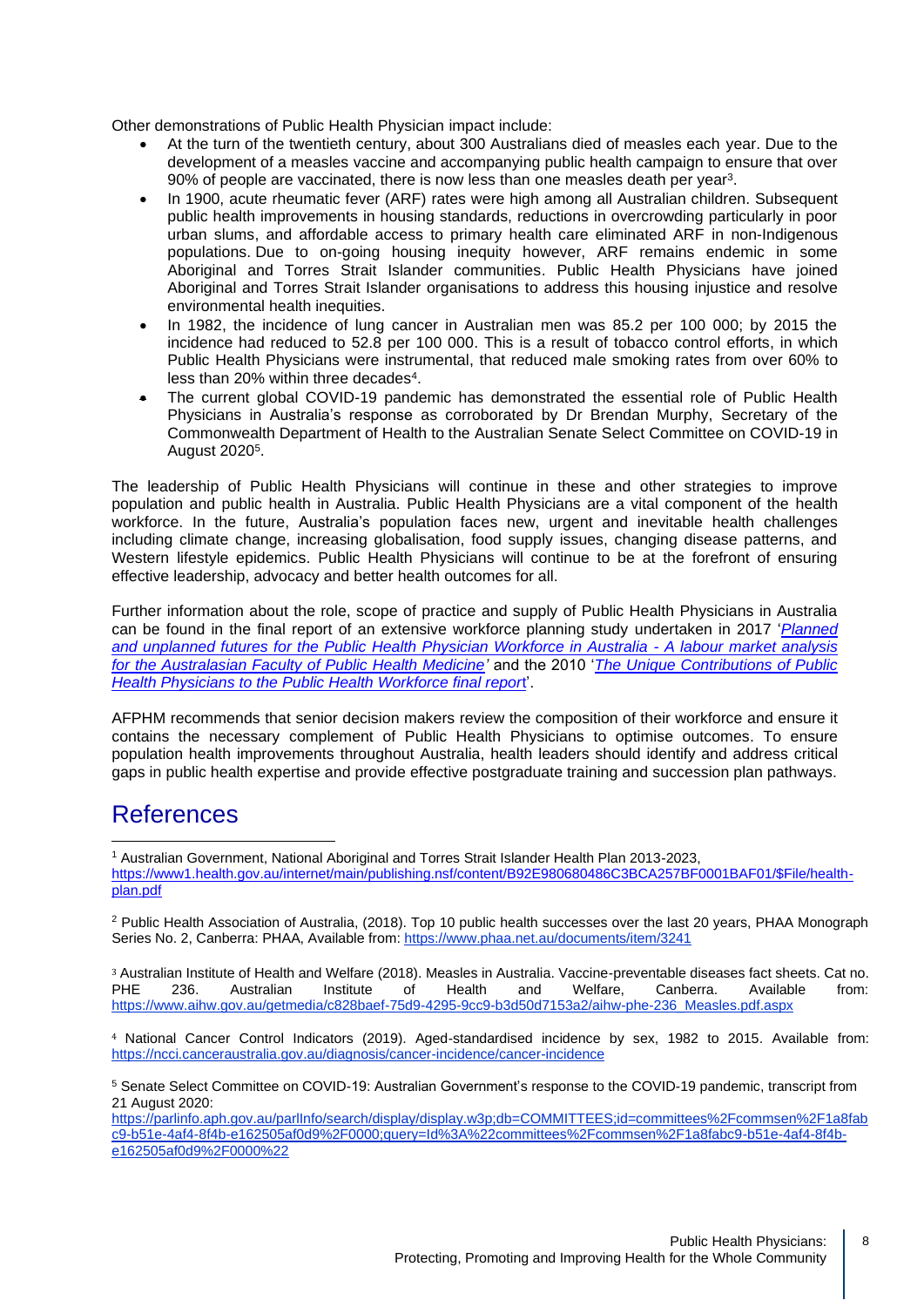Other demonstrations of Public Health Physician impact include:

- At the turn of the twentieth century, about 300 Australians died of measles each year. Due to the development of a measles vaccine and accompanying public health campaign to ensure that over 90% of people are vaccinated, there is now less than one measles death per year[3].
- In 1900, acute rheumatic fever (ARF) rates were high among all Australian children. Subsequent public health improvements in housing standards, reductions in overcrowding particularly in poor urban slums, and affordable access to primary health care eliminated ARF in non-Indigenous populations. Due to on-going housing inequity however, ARF remains endemic in some Aboriginal and Torres Strait Islander communities. Public Health Physicians have joined Aboriginal and Torres Strait Islander organisations to address this housing injustice and resolve environmental health inequities.
- In 1982, the incidence of lung cancer in Australian men was 85.2 per 100 000; by 2015 the incidence had reduced to 52.8 per 100 000. This is a result of tobacco control efforts, in which Public Health Physicians were instrumental, that reduced male smoking rates from over 60% to less than 20% within three decades[4].
- The current global COVID-19 pandemic has demonstrated the essential role of Public Health Physicians in Australia's response as corroborated by Dr Brendan Murphy, Secretary of the Commonwealth Department of Health to the Australian Senate Select Committee on COVID-19 in August 2020[5].

The leadership of Public Health Physicians will continue in these and other strategies to improve population and public health in Australia. Public Health Physicians are a vital component of the health workforce. In the future, Australia's population faces new, urgent and inevitable health challenges including climate change, increasing globalisation, food supply issues, changing disease patterns, and Western lifestyle epidemics. Public Health Physicians will continue to be at the forefront of ensuring effective leadership, advocacy and better health outcomes for all.

Further information about the role, scope of practice and supply of Public Health Physicians in Australia can be found in the final report of an extensive workforce planning study undertaken in 2017 '*Planned and unplanned futures for the Public Health Physician Workforce in Australia - A labour market analysis for the Australasian Faculty of Public Health Medicine*' and the 2010 '*The Unique Contributions of Public Health Physicians to the Public Health Workforce final report*'.

AFPHM recommends that senior decision makers review the composition of their workforce and ensure it contains the necessary complement of Public Health Physicians to optimise outcomes. To ensure population health improvements throughout Australia, health leaders should identify and address critical gaps in public health expertise and provide effective postgraduate training and succession plan pathways.

# References

[1] Australian Government, National Aboriginal and Torres Strait Islander Health Plan 2013-2023, https://www1.health.gov.au/internet/main/publishing.nsf/content/B92E980680486C3BCA257BF0001BAF01/$File/health-plan.pdf

[2] Public Health Association of Australia, (2018). Top 10 public health successes over the last 20 years, PHAA Monograph Series No. 2, Canberra: PHAA, Available from: https://www.phaa.net.au/documents/item/3241

[3] Australian Institute of Health and Welfare (2018). Measles in Australia. Vaccine-preventable diseases fact sheets. Cat no. PHE 236. Australian Institute of Health and Welfare, Canberra. Available from: https://www.aihw.gov.au/getmedia/c828baef-75d9-4295-9cc9-b3d50d7153a2/aihw-phe-236_Measles.pdf.aspx

[4] National Cancer Control Indicators (2019). Aged-standardised incidence by sex, 1982 to 2015. Available from: https://ncci.canceraustralia.gov.au/diagnosis/cancer-incidence/cancer-incidence

[5] Senate Select Committee on COVID-19: Australian Government's response to the COVID-19 pandemic, transcript from 21 August 2020: https://parlinfo.aph.gov.au/parlInfo/search/display/display.w3p;db=COMMITTEES;id=committees%2Fcommsen%2F1a8fabc9-b51e-4af4-8f4b-e162505af0d9%2F0000;query=Id%3A%22committees%2Fcommsen%2F1a8fabc9-b51e-4af4-8f4b-e162505af0d9%2F0000%22